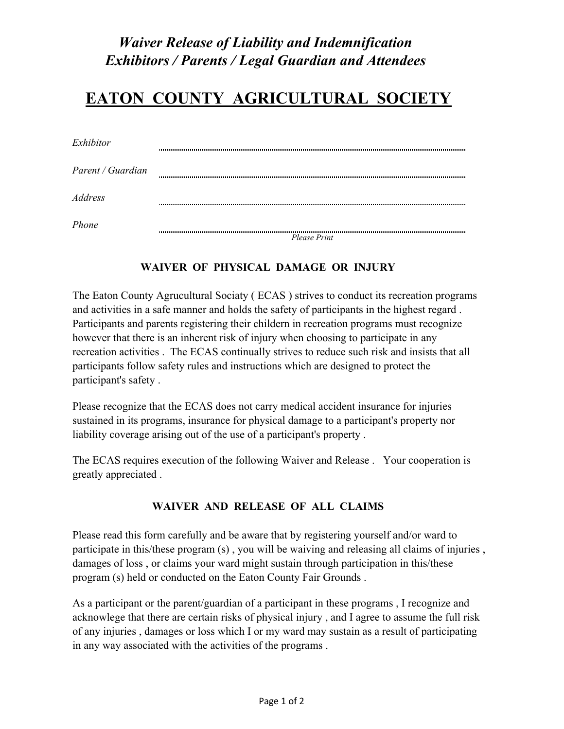*Waiver Release of Liability and Indemnification*
*Exhibitors / Parents / Legal Guardian and Attendees*

# EATON COUNTY AGRICULTURAL SOCIETY

*Exhibitor* ..........................................................................................................

*Parent / Guardian* ..........................................................................................................

*Address* ..........................................................................................................

*Phone* ..........................................................................................................

*Please Print*

## WAIVER OF PHYSICAL DAMAGE OR INJURY

The Eaton County Agrucultural Sociaty ( ECAS ) strives to conduct its recreation programs and activities in a safe manner and holds the safety of participants in the highest regard . Participants and parents registering their childern in recreation programs must recognize however that there is an inherent risk of injury when choosing to participate in any recreation activities . The ECAS continually strives to reduce such risk and insists that all participants follow safety rules and instructions which are designed to protect the participant's safety .

Please recognize that the ECAS does not carry medical accident insurance for injuries sustained in its programs, insurance for physical damage to a participant's property nor liability coverage arising out of the use of a participant's property .

The ECAS requires execution of the following Waiver and Release . Your cooperation is greatly appreciated .

## WAIVER AND RELEASE OF ALL CLAIMS

Please read this form carefully and be aware that by registering yourself and/or ward to participate in this/these program (s) , you will be waiving and releasing all claims of injuries , damages of loss , or claims your ward might sustain through participation in this/these program (s) held or conducted on the Eaton County Fair Grounds .

As a participant or the parent/guardian of a participant in these programs , I recognize and acknowlege that there are certain risks of physical injury , and I agree to assume the full risk of any injuries , damages or loss which I or my ward may sustain as a result of participating in any way associated with the activities of the programs .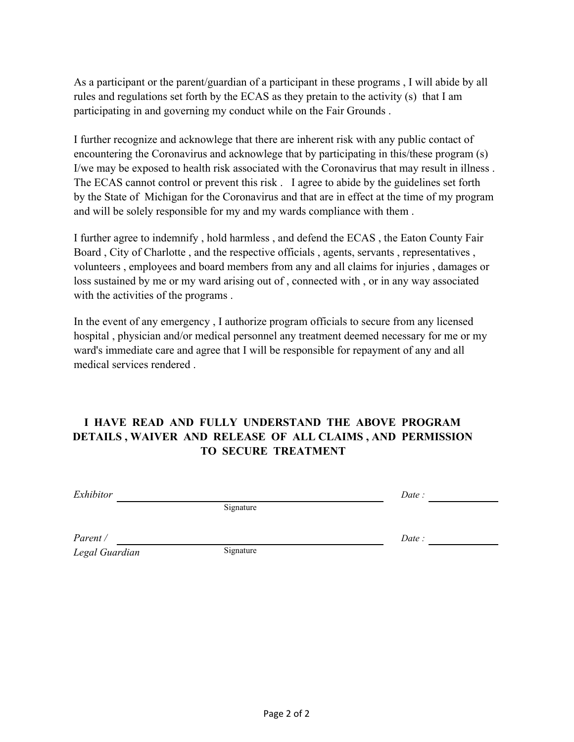As a participant or the parent/guardian of a participant in these programs , I will abide by all rules and regulations set forth by the ECAS as they pretain to the activity (s) that I am participating in and governing my conduct while on the Fair Grounds .

I further recognize and acknowlege that there are inherent risk with any public contact of encountering the Coronavirus and acknowlege that by participating in this/these program (s) I/we may be exposed to health risk associated with the Coronavirus that may result in illness . The ECAS cannot control or prevent this risk . I agree to abide by the guidelines set forth by the State of Michigan for the Coronavirus and that are in effect at the time of my program and will be solely responsible for my and my wards compliance with them .

I further agree to indemnify , hold harmless , and defend the ECAS , the Eaton County Fair Board , City of Charlotte , and the respective officials , agents, servants , representatives , volunteers , employees and board members from any and all claims for injuries , damages or loss sustained by me or my ward arising out of , connected with , or in any way associated with the activities of the programs .

In the event of any emergency , I authorize program officials to secure from any licensed hospital , physician and/or medical personnel any treatment deemed necessary for me or my ward's immediate care and agree that I will be responsible for repayment of any and all medical services rendered .

**I HAVE READ AND FULLY UNDERSTAND THE ABOVE PROGRAM DETAILS , WAIVER AND RELEASE OF ALL CLAIMS , AND PERMISSION TO SECURE TREATMENT**

*Exhibitor* ______________________________ *Date :* ____________
Signature

*Parent / Legal Guardian* ______________________________ *Date :* ____________
Signature